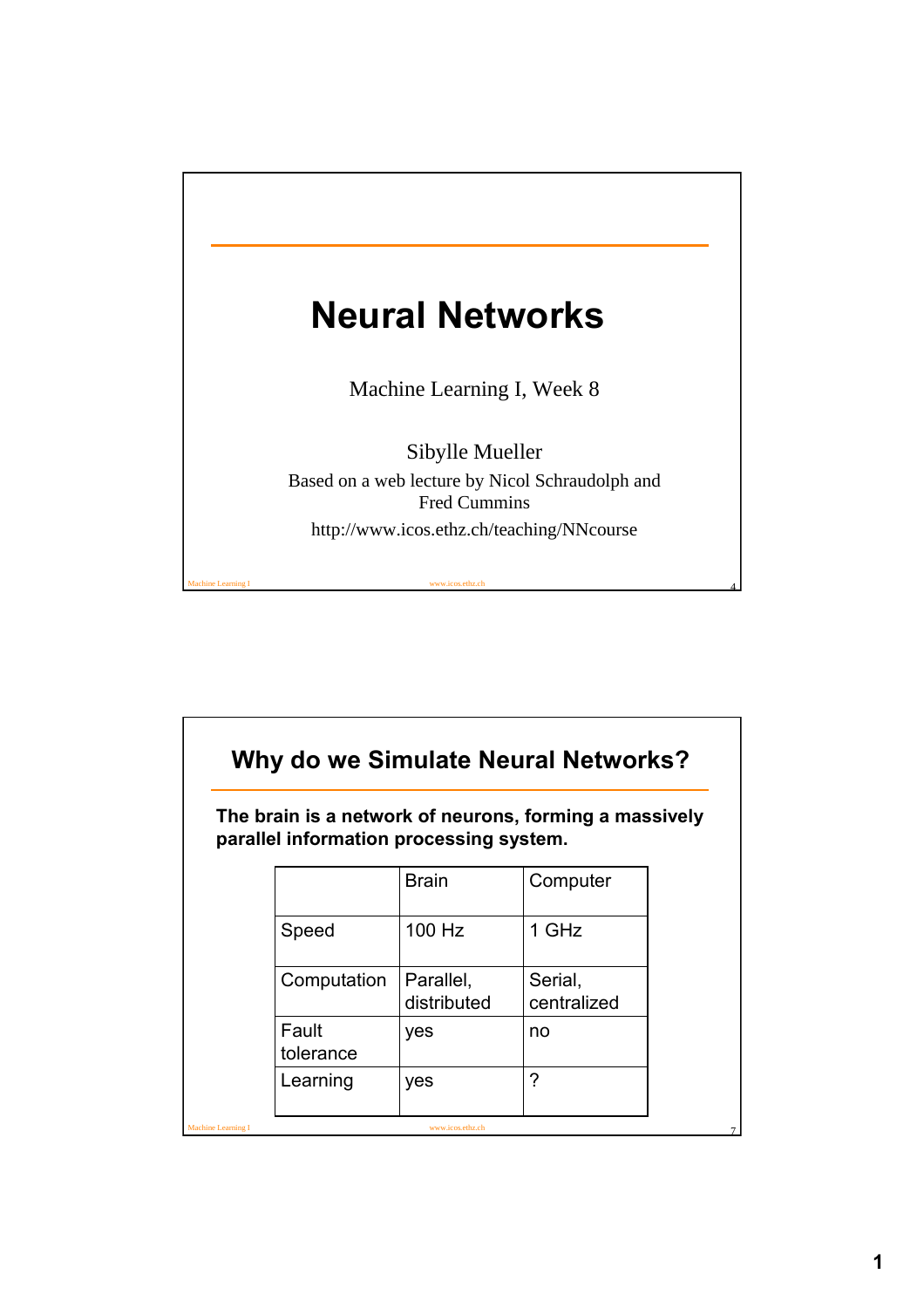# Neural Networks

Machine Learning I, Week 8

Sibylle Mueller

Based on a web lecture by Nicol Schraudolph and Fred Cummins

http://www.icos.ethz.ch/teaching/NNcourse

## Why do we Simulate Neural Networks?

**The brain is a network of neurons, forming a massively parallel information processing system.**

| | Brain | Computer |
|---|---|---|
| Speed | 100 Hz | 1 GHz |
| Computation | Parallel, distributed | Serial, centralized |
| Fault tolerance | yes | no |
| Learning | yes | ? |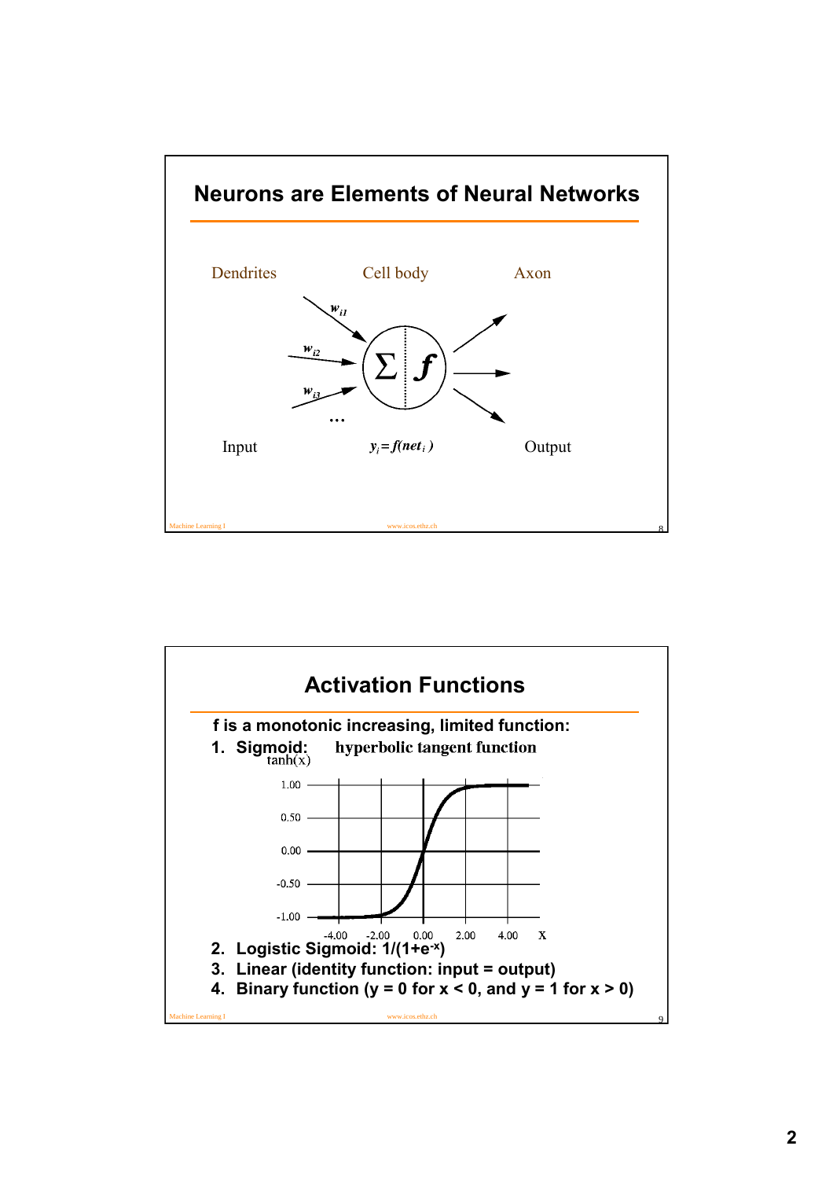## Neurons are Elements of Neural Networks

Dendrites — Cell body — Axon

$w_{i1}$, $w_{i2}$, $w_{i3}$, …

Input — $y_i = f(net_i)$ — Output

## Activation Functions

**f is a monotonic increasing, limited function:**

1. **Sigmoid:** hyperbolic tangent function
2. **Logistic Sigmoid: $1/(1+e^{-x})$**
3. **Linear (identity function: input = output)**
4. **Binary function (y = 0 for x < 0, and y = 1 for x > 0)**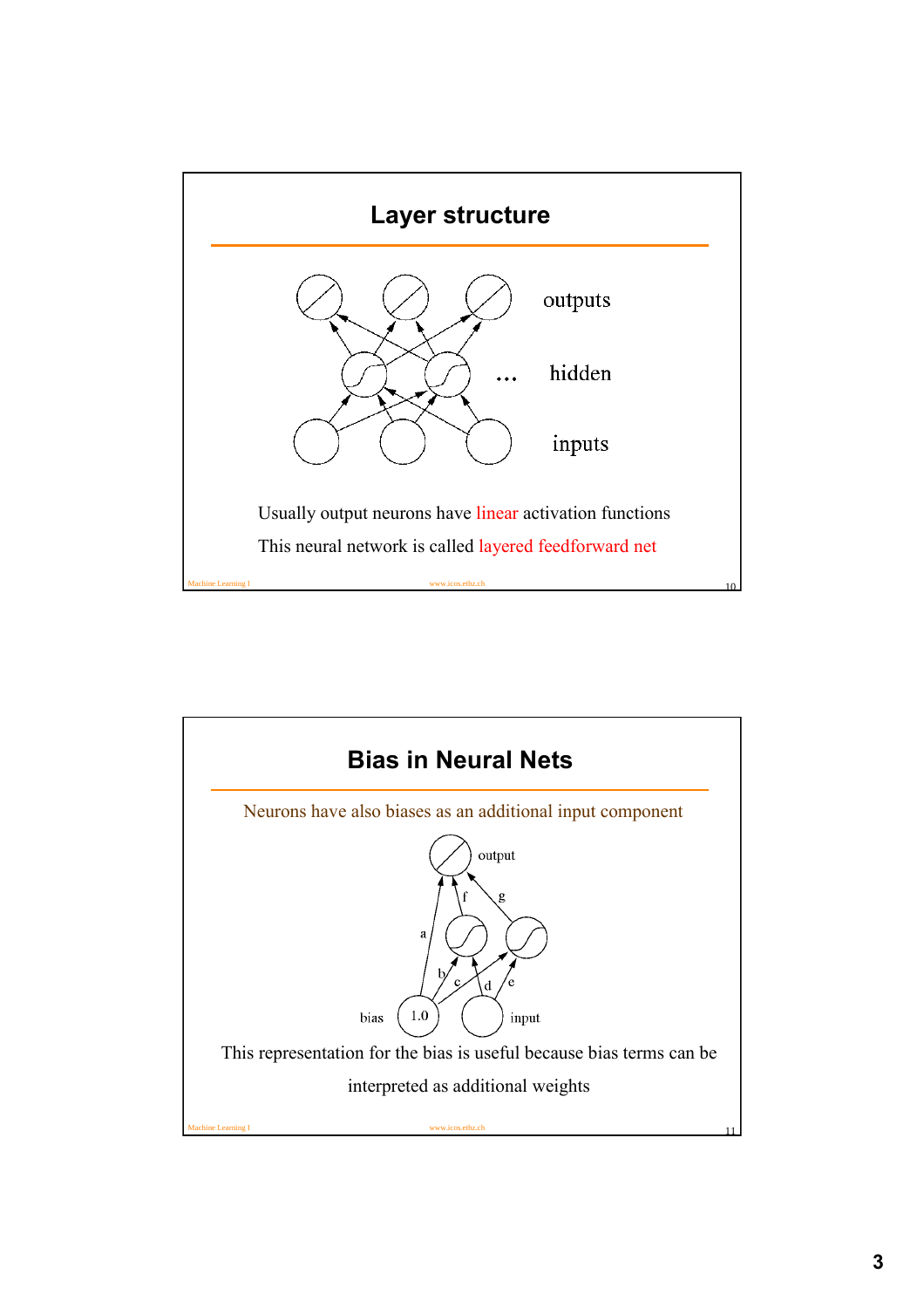## Layer structure

outputs

hidden

inputs

Usually output neurons have linear activation functions

This neural network is called layered feedforward net

## Bias in Neural Nets

Neurons have also biases as an additional input component

output

bias 1.0 input

This representation for the bias is useful because bias terms can be interpreted as additional weights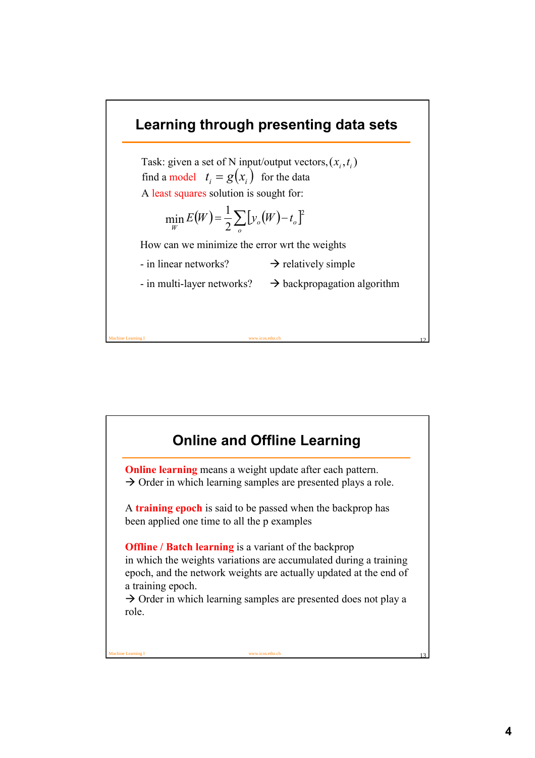## Learning through presenting data sets

Task: given a set of N input/output vectors, $(x_i, t_i)$
find a model $t_i = g(x_i)$ for the data
A least squares solution is sought for:

$$\min_W E(W) = \frac{1}{2}\sum_o [y_o(W) - t_o]^2$$

How can we minimize the error wrt the weights

- in linear networks? → relatively simple
- in multi-layer networks? → backpropagation algorithm

## Online and Offline Learning

**Online learning** means a weight update after each pattern.
→ Order in which learning samples are presented plays a role.

A **training epoch** is said to be passed when the backprop has been applied one time to all the p examples

**Offline / Batch learning** is a variant of the backprop in which the weights variations are accumulated during a training epoch, and the network weights are actually updated at the end of a training epoch.
→ Order in which learning samples are presented does not play a role.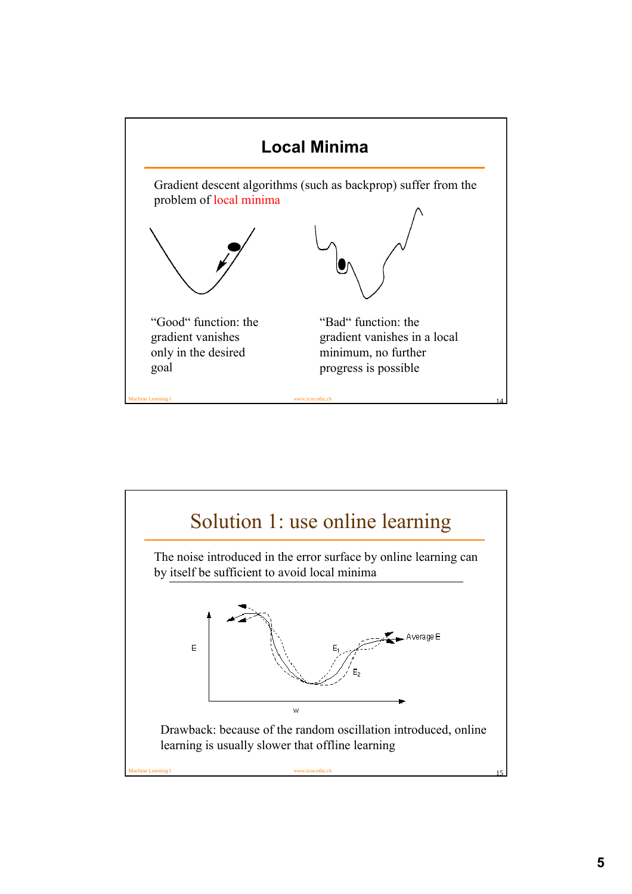## Local Minima

Gradient descent algorithms (such as backprop) suffer from the problem of local minima

"Good" function: the gradient vanishes only in the desired goal

"Bad" function: the gradient vanishes in a local minimum, no further progress is possible

## Solution 1: use online learning

The noise introduced in the error surface by online learning can by itself be sufficient to avoid local minima

E

$E_1$

$E_2$

Average E

w

Drawback: because of the random oscillation introduced, online learning is usually slower that offline learning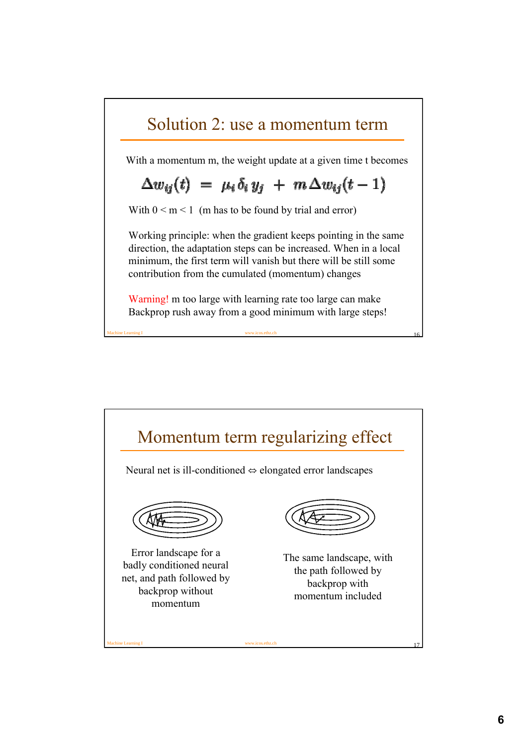## Solution 2: use a momentum term

With a momentum m, the weight update at a given time t becomes

$$\Delta w_{ij}(t) = \mu_i \delta_i y_j + m \Delta w_{ij}(t-1)$$

With 0 < m < 1 (m has to be found by trial and error)

Working principle: when the gradient keeps pointing in the same direction, the adaptation steps can be increased. When in a local minimum, the first term will vanish but there will be still some contribution from the cumulated (momentum) changes

Warning! m too large with learning rate too large can make Backprop rush away from a good minimum with large steps!

## Momentum term regularizing effect

Neural net is ill-conditioned ⇔ elongated error landscapes

Error landscape for a badly conditioned neural net, and path followed by backprop without momentum

The same landscape, with the path followed by backprop with momentum included